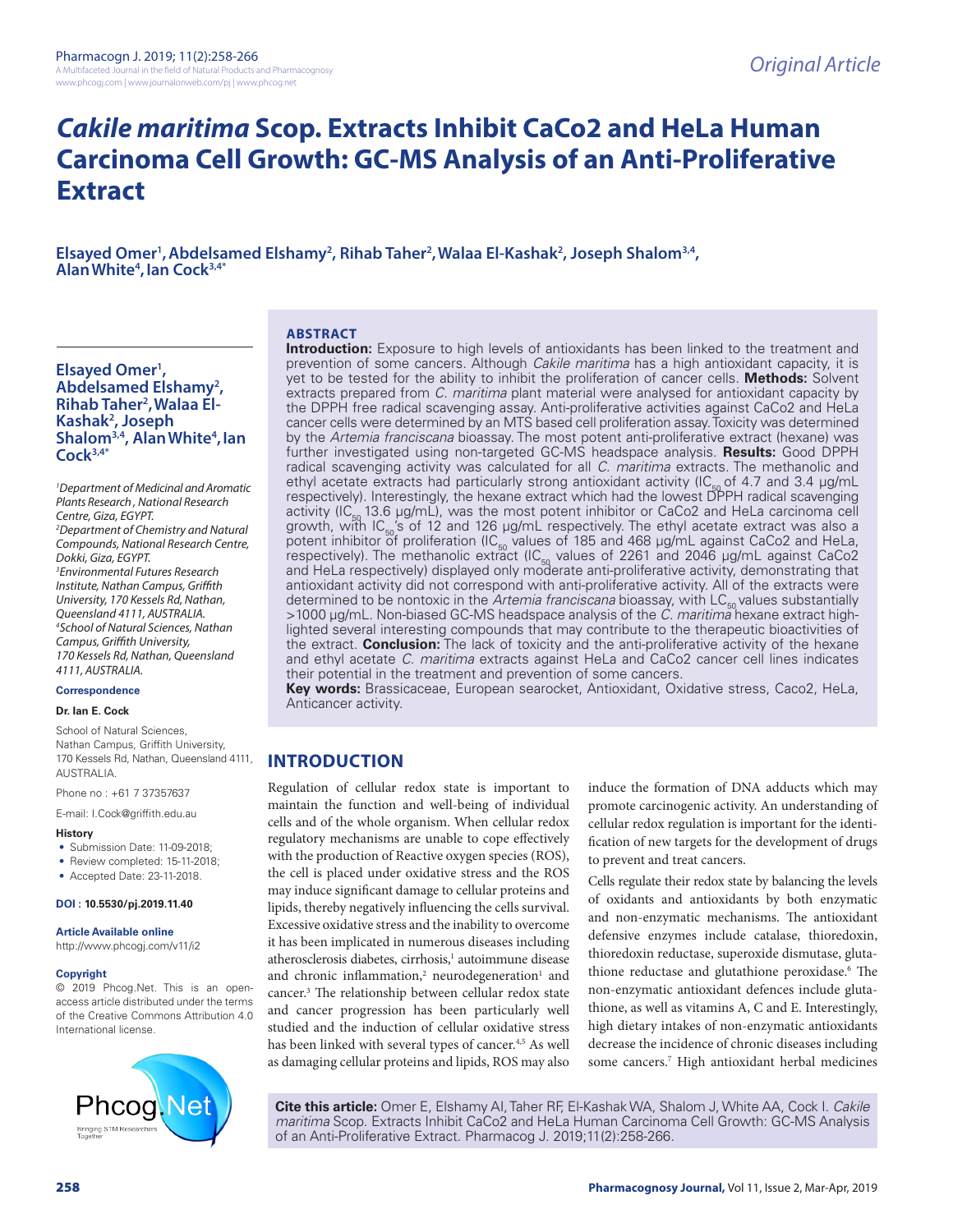# *Cakile maritima* Scop. Extracts Inhibit CaCo2 and HeLa Human Carcinoma Cell Growth: GC-MS Analysis of an Anti-Proliferative Extract

**Elsayed Omer[1], Abdelsamed Elshamy[2], Rihab Taher[2], Walaa El-Kashak[2], Joseph Shalom[3,4], Alan White[4], Ian Cock[3,4*]**

*[1]Department of Medicinal and Aromatic Plants Research, National Research Centre, Giza, EGYPT.*
*[2]Department of Chemistry and Natural Compounds, National Research Centre, Dokki, Giza, EGYPT.*
*[3]Environmental Futures Research Institute, Nathan Campus, Griffith University, 170 Kessels Rd, Nathan, Queensland 4111, AUSTRALIA.*
*[4]School of Natural Sciences, Nathan Campus, Griffith University, 170 Kessels Rd, Nathan, Queensland 4111, AUSTRALIA.*

**Correspondence**

**Dr. Ian E. Cock**

School of Natural Sciences, Nathan Campus, Griffith University, 170 Kessels Rd, Nathan, Queensland 4111, AUSTRALIA.

Phone no : +61 7 37357637

E-mail: I.Cock@griffith.edu.au

**History**

- Submission Date: 11-09-2018;
- Review completed: 15-11-2018;
- Accepted Date: 23-11-2018.

**DOI : 10.5530/pj.2019.11.40**

**Article Available online**

http://www.phcogj.com/v11/i2

**Copyright**

© 2019 Phcog.Net. This is an open-access article distributed under the terms of the Creative Commons Attribution 4.0 International license.

## ABSTRACT

**Introduction:** Exposure to high levels of antioxidants has been linked to the treatment and prevention of some cancers. Although *Cakile maritima* has a high antioxidant capacity, it is yet to be tested for the ability to inhibit the proliferation of cancer cells. **Methods:** Solvent extracts prepared from *C. maritima* plant material were analysed for antioxidant capacity by the DPPH free radical scavenging assay. Anti-proliferative activities against CaCo2 and HeLa cancer cells were determined by an MTS based cell proliferation assay. Toxicity was determined by the *Artemia franciscana* bioassay. The most potent anti-proliferative extract (hexane) was further investigated using non-targeted GC-MS headspace analysis. **Results:** Good DPPH radical scavenging activity was calculated for all *C. maritima* extracts. The methanolic and ethyl acetate extracts had particularly strong antioxidant activity ($IC_{50}$ of 4.7 and 3.4 μg/mL respectively). Interestingly, the hexane extract which had the lowest DPPH radical scavenging activity ($IC_{50}$ 13.6 μg/mL), was the most potent inhibitor or CaCo2 and HeLa carcinoma cell growth, with $IC_{50}$'s of 12 and 126 μg/mL respectively. The ethyl acetate extract was also a potent inhibitor of proliferation ($IC_{50}$ values of 185 and 468 μg/mL against CaCo2 and HeLa, respectively). The methanolic extract ($IC_{50}$ values of 2261 and 2046 μg/mL against CaCo2 and HeLa respectively) displayed only moderate anti-proliferative activity, demonstrating that antioxidant activity did not correspond with anti-proliferative activity. All of the extracts were determined to be nontoxic in the *Artemia franciscana* bioassay, with $LC_{50}$ values substantially >1000 μg/mL. Non-biased GC-MS headspace analysis of the *C. maritima* hexane extract highlighted several interesting compounds that may contribute to the therapeutic bioactivities of the extract. **Conclusion:** The lack of toxicity and the anti-proliferative activity of the hexane and ethyl acetate *C. maritima* extracts against HeLa and CaCo2 cancer cell lines indicates their potential in the treatment and prevention of some cancers.

**Key words:** Brassicaceae, European searocket, Antioxidant, Oxidative stress, Caco2, HeLa, Anticancer activity.

## INTRODUCTION

Regulation of cellular redox state is important to maintain the function and well-being of individual cells and of the whole organism. When cellular redox regulatory mechanisms are unable to cope effectively with the production of Reactive oxygen species (ROS), the cell is placed under oxidative stress and the ROS may induce significant damage to cellular proteins and lipids, thereby negatively influencing the cells survival. Excessive oxidative stress and the inability to overcome it has been implicated in numerous diseases including atherosclerosis diabetes, cirrhosis,[1] autoimmune disease and chronic inflammation,[2] neurodegeneration[1] and cancer.[3] The relationship between cellular redox state and cancer progression has been particularly well studied and the induction of cellular oxidative stress has been linked with several types of cancer.[4,5] As well as damaging cellular proteins and lipids, ROS may also induce the formation of DNA adducts which may promote carcinogenic activity. An understanding of cellular redox regulation is important for the identification of new targets for the development of drugs to prevent and treat cancers.

Cells regulate their redox state by balancing the levels of oxidants and antioxidants by both enzymatic and non-enzymatic mechanisms. The antioxidant defensive enzymes include catalase, thioredoxin, thioredoxin reductase, superoxide dismutase, glutathione reductase and glutathione peroxidase.[6] The non-enzymatic antioxidant defences include glutathione, as well as vitamins A, C and E. Interestingly, high dietary intakes of non-enzymatic antioxidants decrease the incidence of chronic diseases including some cancers.[7] High antioxidant herbal medicines

**Cite this article:** Omer E, Elshamy AI, Taher RF, El-Kashak WA, Shalom J, White AA, Cock I. *Cakile maritima* Scop. Extracts Inhibit CaCo2 and HeLa Human Carcinoma Cell Growth: GC-MS Analysis of an Anti-Proliferative Extract. Pharmacog J. 2019;11(2):258-266.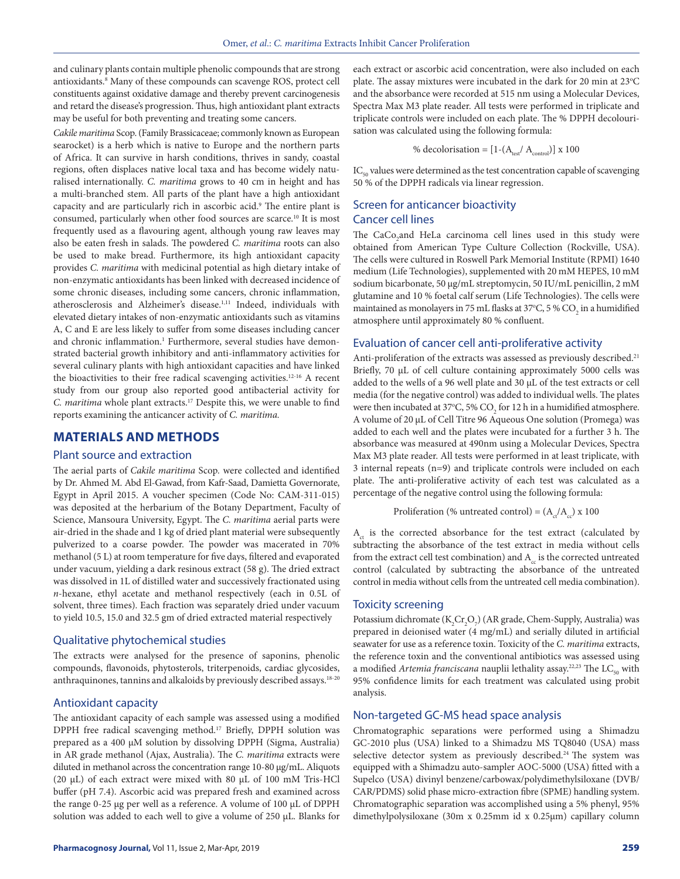and culinary plants contain multiple phenolic compounds that are strong antioxidants.[8] Many of these compounds can scavenge ROS, protect cell constituents against oxidative damage and thereby prevent carcinogenesis and retard the disease's progression. Thus, high antioxidant plant extracts may be useful for both preventing and treating some cancers.

*Cakile maritima* Scop. (Family Brassicaceae; commonly known as European searocket) is a herb which is native to Europe and the northern parts of Africa. It can survive in harsh conditions, thrives in sandy, coastal regions, often displaces native local taxa and has become widely naturalised internationally. *C. maritima* grows to 40 cm in height and has a multi-branched stem. All parts of the plant have a high antioxidant capacity and are particularly rich in ascorbic acid.[9] The entire plant is consumed, particularly when other food sources are scarce.[10] It is most frequently used as a flavouring agent, although young raw leaves may also be eaten fresh in salads. The powdered *C. maritima* roots can also be used to make bread. Furthermore, its high antioxidant capacity provides *C. maritima* with medicinal potential as high dietary intake of non-enzymatic antioxidants has been linked with decreased incidence of some chronic diseases, including some cancers, chronic inflammation, atherosclerosis and Alzheimer's disease.[1,11] Indeed, individuals with elevated dietary intakes of non-enzymatic antioxidants such as vitamins A, C and E are less likely to suffer from some diseases including cancer and chronic inflammation.[1] Furthermore, several studies have demonstrated bacterial growth inhibitory and anti-inflammatory activities for several culinary plants with high antioxidant capacities and have linked the bioactivities to their free radical scavenging activities.[12-16] A recent study from our group also reported good antibacterial activity for *C. maritima* whole plant extracts.[17] Despite this, we were unable to find reports examining the anticancer activity of *C. maritima.*

## MATERIALS AND METHODS

### Plant source and extraction

The aerial parts of *Cakile maritima* Scop. were collected and identified by Dr. Ahmed M. Abd El-Gawad, from Kafr-Saad, Damietta Governorate, Egypt in April 2015. A voucher specimen (Code No: CAM-311-015) was deposited at the herbarium of the Botany Department, Faculty of Science, Mansoura University, Egypt. The *C. maritima* aerial parts were air-dried in the shade and 1 kg of dried plant material were subsequently pulverized to a coarse powder. The powder was macerated in 70% methanol (5 L) at room temperature for five days, filtered and evaporated under vacuum, yielding a dark resinous extract (58 g). The dried extract was dissolved in 1L of distilled water and successively fractionated using *n*-hexane, ethyl acetate and methanol respectively (each in 0.5L of solvent, three times). Each fraction was separately dried under vacuum to yield 10.5, 15.0 and 32.5 gm of dried extracted material respectively

### Qualitative phytochemical studies

The extracts were analysed for the presence of saponins, phenolic compounds, flavonoids, phytosterols, triterpenoids, cardiac glycosides, anthraquinones, tannins and alkaloids by previously described assays.[18-20]

### Antioxidant capacity

The antioxidant capacity of each sample was assessed using a modified DPPH free radical scavenging method.[17] Briefly, DPPH solution was prepared as a 400 µM solution by dissolving DPPH (Sigma, Australia) in AR grade methanol (Ajax, Australia). The *C. maritima* extracts were diluted in methanol across the concentration range 10-80 µg/mL. Aliquots (20 µL) of each extract were mixed with 80 µL of 100 mM Tris-HCl buffer (pH 7.4). Ascorbic acid was prepared fresh and examined across the range 0-25 µg per well as a reference. A volume of 100 µL of DPPH solution was added to each well to give a volume of 250 µL. Blanks for each extract or ascorbic acid concentration, were also included on each plate. The assay mixtures were incubated in the dark for 20 min at 23°C and the absorbance were recorded at 515 nm using a Molecular Devices, Spectra Max M3 plate reader. All tests were performed in triplicate and triplicate controls were included on each plate. The % DPPH decolourisation was calculated using the following formula:

$$\% \text{ decolorisation} = [1-(A_{test}/ A_{control})] \times 100$$

$IC_{50}$ values were determined as the test concentration capable of scavenging 50 % of the DPPH radicals via linear regression.

### Screen for anticancer bioactivity

### Cancer cell lines

The $CaCo_2$ and HeLa carcinoma cell lines used in this study were obtained from American Type Culture Collection (Rockville, USA). The cells were cultured in Roswell Park Memorial Institute (RPMI) 1640 medium (Life Technologies), supplemented with 20 mM HEPES, 10 mM sodium bicarbonate, 50 µg/mL streptomycin, 50 IU/mL penicillin, 2 mM glutamine and 10 % foetal calf serum (Life Technologies). The cells were maintained as monolayers in 75 mL flasks at 37°C, 5 % $CO_2$ in a humidified atmosphere until approximately 80 % confluent.

### Evaluation of cancer cell anti-proliferative activity

Anti-proliferation of the extracts was assessed as previously described.[21] Briefly, 70 µL of cell culture containing approximately 5000 cells was added to the wells of a 96 well plate and 30 µL of the test extracts or cell media (for the negative control) was added to individual wells. The plates were then incubated at 37°C, 5% $CO_2$ for 12 h in a humidified atmosphere. A volume of 20 µL of Cell Titre 96 Aqueous One solution (Promega) was added to each well and the plates were incubated for a further 3 h. The absorbance was measured at 490nm using a Molecular Devices, Spectra Max M3 plate reader. All tests were performed in at least triplicate, with 3 internal repeats (n=9) and triplicate controls were included on each plate. The anti-proliferative activity of each test was calculated as a percentage of the negative control using the following formula:

$$\text{Proliferation (\% untreated control)} = (A_{ct}/A_{cc}) \times 100$$

$A_{ct}$ is the corrected absorbance for the test extract (calculated by subtracting the absorbance of the test extract in media without cells from the extract cell test combination) and $A_{cc}$ is the corrected untreated control (calculated by subtracting the absorbance of the untreated control in media without cells from the untreated cell media combination).

### Toxicity screening

Potassium dichromate ($K_2Cr_2O_7$) (AR grade, Chem-Supply, Australia) was prepared in deionised water (4 mg/mL) and serially diluted in artificial seawater for use as a reference toxin. Toxicity of the *C. maritima* extracts, the reference toxin and the conventional antibiotics was assessed using a modified *Artemia franciscana* nauplii lethality assay.[22,23] The $LC_{50}$ with 95% confidence limits for each treatment was calculated using probit analysis.

### Non-targeted GC-MS head space analysis

Chromatographic separations were performed using a Shimadzu GC-2010 plus (USA) linked to a Shimadzu MS TQ8040 (USA) mass selective detector system as previously described.[24] The system was equipped with a Shimadzu auto-sampler AOC-5000 (USA) fitted with a Supelco (USA) divinyl benzene/carbowax/polydimethylsiloxane (DVB/CAR/PDMS) solid phase micro-extraction fibre (SPME) handling system. Chromatographic separation was accomplished using a 5% phenyl, 95% dimethylpolysiloxane (30m x 0.25mm id x 0.25µm) capillary column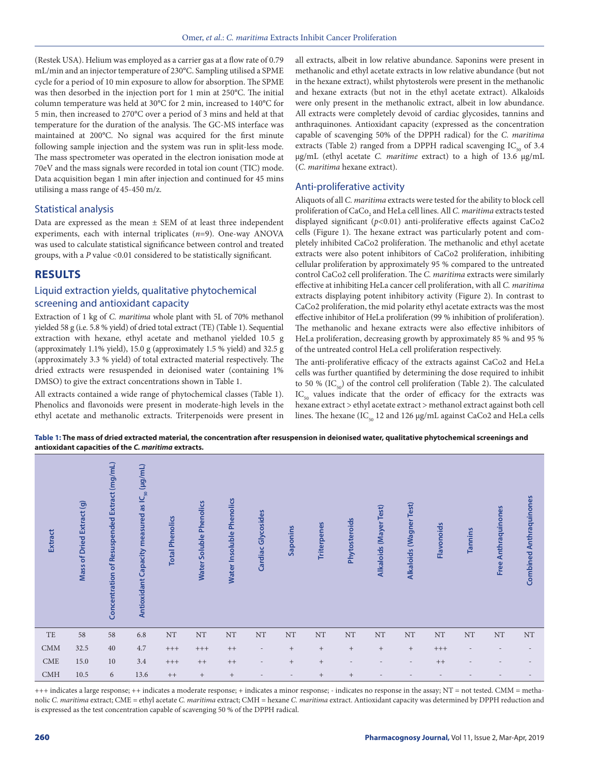(Restek USA). Helium was employed as a carrier gas at a flow rate of 0.79 mL/min and an injector temperature of 230°C. Sampling utilised a SPME cycle for a period of 10 min exposure to allow for absorption. The SPME was then desorbed in the injection port for 1 min at 250°C. The initial column temperature was held at 30°C for 2 min, increased to 140°C for 5 min, then increased to 270°C over a period of 3 mins and held at that temperature for the duration of the analysis. The GC-MS interface was maintained at 200°C. No signal was acquired for the first minute following sample injection and the system was run in split-less mode. The mass spectrometer was operated in the electron ionisation mode at 70eV and the mass signals were recorded in total ion count (TIC) mode. Data acquisition began 1 min after injection and continued for 45 mins utilising a mass range of 45-450 m/z.

### Statistical analysis

Data are expressed as the mean ± SEM of at least three independent experiments, each with internal triplicates ($n$=9). One-way ANOVA was used to calculate statistical significance between control and treated groups, with a $P$ value <0.01 considered to be statistically significant.

## RESULTS

### Liquid extraction yields, qualitative phytochemical screening and antioxidant capacity

Extraction of 1 kg of *C. maritima* whole plant with 5L of 70% methanol yielded 58 g (i.e. 5.8 % yield) of dried total extract (TE) (Table 1). Sequential extraction with hexane, ethyl acetate and methanol yielded 10.5 g (approximately 1.1% yield), 15.0 g (approximately 1.5 % yield) and 32.5 g (approximately 3.3 % yield) of total extracted material respectively. The dried extracts were resuspended in deionised water (containing 1% DMSO) to give the extract concentrations shown in Table 1.

All extracts contained a wide range of phytochemical classes (Table 1). Phenolics and flavonoids were present in moderate-high levels in the ethyl acetate and methanolic extracts. Triterpenoids were present in all extracts, albeit in low relative abundance. Saponins were present in methanolic and ethyl acetate extracts in low relative abundance (but not in the hexane extract), whilst phytosterols were present in the methanolic and hexane extracts (but not in the ethyl acetate extract). Alkaloids were only present in the methanolic extract, albeit in low abundance. All extracts were completely devoid of cardiac glycosides, tannins and anthraquinones. Antioxidant capacity (expressed as the concentration capable of scavenging 50% of the DPPH radical) for the *C. maritima* extracts (Table 2) ranged from a DPPH radical scavenging $IC_{50}$ of 3.4 μg/mL (ethyl acetate *C. maritime* extract) to a high of 13.6 μg/mL (*C. maritima* hexane extract).

### Anti-proliferative activity

Aliquots of all *C. maritima* extracts were tested for the ability to block cell proliferation of $CaCo_2$ and HeLa cell lines. All *C. maritima* extracts tested displayed significant ($p$<0.01) anti-proliferative effects against CaCo2 cells (Figure 1). The hexane extract was particularly potent and completely inhibited CaCo2 proliferation. The methanolic and ethyl acetate extracts were also potent inhibitors of CaCo2 proliferation, inhibiting cellular proliferation by approximately 95 % compared to the untreated control CaCo2 cell proliferation. The *C. maritima* extracts were similarly effective at inhibiting HeLa cancer cell proliferation, with all *C. maritima* extracts displaying potent inhibitory activity (Figure 2). In contrast to CaCo2 proliferation, the mid polarity ethyl acetate extracts was the most effective inhibitor of HeLa proliferation (99 % inhibition of proliferation). The methanolic and hexane extracts were also effective inhibitors of HeLa proliferation, decreasing growth by approximately 85 % and 95 % of the untreated control HeLa cell proliferation respectively.

The anti-proliferative efficacy of the extracts against CaCo2 and HeLa cells was further quantified by determining the dose required to inhibit to 50 % ($IC_{50}$) of the control cell proliferation (Table 2). The calculated $IC_{50}$ values indicate that the order of efficacy for the extracts was hexane extract > ethyl acetate extract > methanol extract against both cell lines. The hexane ($IC_{50}$ 12 and 126 μg/mL against CaCo2 and HeLa cells

**Table 1: The mass of dried extracted material, the concentration after resuspension in deionised water, qualitative phytochemical screenings and antioxidant capacities of the *C. maritima* extracts.**

| Extract | Mass of Dried Extract (g) | Concentration of Resuspended Extract (mg/mL) | Antioxidant Capacity measured as $IC_{50}$ (μg/mL) | Total Phenolics | Water Soluble Phenolics | Water Insoluble Phenolics | Cardiac Glycosides | Saponins | Triterpenes | Phytosteroids | Alkaloids (Mayer Test) | Alkaloids (Wagner Test) | Flavonoids | Tannins | Free Anthraquinones | Combined Anthraquinones |
|---|---|---|---|---|---|---|---|---|---|---|---|---|---|---|---|---|
| TE | 58 | 58 | 6.8 | NT | NT | NT | NT | NT | NT | NT | NT | NT | NT | NT | NT | NT |
| CMM | 32.5 | 40 | 4.7 | +++ | +++ | ++ | - | + | + | + | + | + | +++ | - | - | - |
| CME | 15.0 | 10 | 3.4 | +++ | ++ | ++ | - | + | + | - | - | - | ++ | - | - | - |
| CMH | 10.5 | 6 | 13.6 | ++ | + | + | - | - | + | + | - | - | - | - | - | - |

+++ indicates a large response; ++ indicates a moderate response; + indicates a minor response; - indicates no response in the assay; NT = not tested. CMM = methanolic *C. maritima* extract; CME = ethyl acetate *C. maritima* extract; CMH = hexane *C. maritima* extract. Antioxidant capacity was determined by DPPH reduction and is expressed as the test concentration capable of scavenging 50 % of the DPPH radical.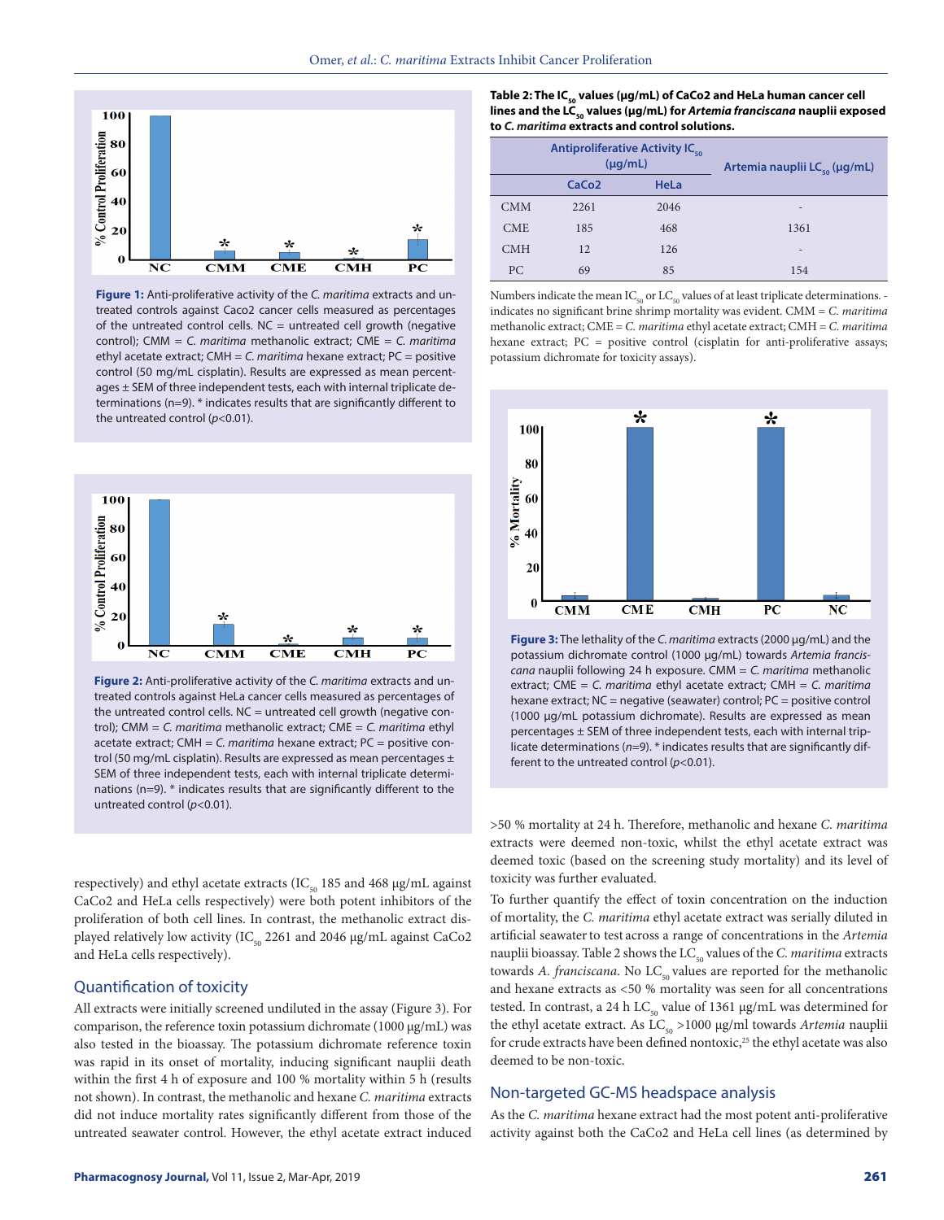Figure 1: Anti-proliferative activity of the *C. maritima* extracts and untreated controls against Caco2 cancer cells measured as percentages of the untreated control cells. NC = untreated cell growth (negative control); CMM = *C. maritima* methanolic extract; CME = *C. maritima* ethyl acetate extract; CMH = *C. maritima* hexane extract; PC = positive control (50 mg/mL cisplatin). Results are expressed as mean percentages ± SEM of three independent tests, each with internal triplicate determinations (n=9). * indicates results that are significantly different to the untreated control ($p<0.01$).

Figure 2: Anti-proliferative activity of the *C. maritima* extracts and untreated controls against HeLa cancer cells measured as percentages of the untreated control cells. NC = untreated cell growth (negative control); CMM = *C. maritima* methanolic extract; CME = *C. maritima* ethyl acetate extract; CMH = *C. maritima* hexane extract; PC = positive control (50 mg/mL cisplatin). Results are expressed as mean percentages ± SEM of three independent tests, each with internal triplicate determinations (n=9). * indicates results that are significantly different to the untreated control ($p<0.01$).

respectively) and ethyl acetate extracts ($IC_{50}$ 185 and 468 µg/mL against CaCo2 and HeLa cells respectively) were both potent inhibitors of the proliferation of both cell lines. In contrast, the methanolic extract displayed relatively low activity ($IC_{50}$ 2261 and 2046 µg/mL against CaCo2 and HeLa cells respectively).

## Quantification of toxicity

All extracts were initially screened undiluted in the assay (Figure 3). For comparison, the reference toxin potassium dichromate (1000 µg/mL) was also tested in the bioassay. The potassium dichromate reference toxin was rapid in its onset of mortality, inducing significant nauplii death within the first 4 h of exposure and 100 % mortality within 5 h (results not shown). In contrast, the methanolic and hexane *C. maritima* extracts did not induce mortality rates significantly different from those of the untreated seawater control. However, the ethyl acetate extract induced >50 % mortality at 24 h. Therefore, methanolic and hexane *C. maritima* extracts were deemed non-toxic, whilst the ethyl acetate extract was deemed toxic (based on the screening study mortality) and its level of toxicity was further evaluated.

**Table 2: The $IC_{50}$ values (µg/mL) of CaCo2 and HeLa human cancer cell lines and the $LC_{50}$ values (µg/mL) for *Artemia franciscana* nauplii exposed to *C. maritima* extracts and control solutions.**

| | Antiproliferative Activity $IC_{50}$ (µg/mL) | | Artemia nauplii $LC_{50}$ (µg/mL) |
|---|---|---|---|
| | CaCo2 | HeLa | |
| CMM | 2261 | 2046 | - |
| CME | 185 | 468 | 1361 |
| CMH | 12 | 126 | - |
| PC | 69 | 85 | 154 |

Numbers indicate the mean $IC_{50}$ or $LC_{50}$ values of at least triplicate determinations. - indicates no significant brine shrimp mortality was evident. CMM = *C. maritima* methanolic extract; CME = *C. maritima* ethyl acetate extract; CMH = *C. maritima* hexane extract; PC = positive control (cisplatin for anti-proliferative assays; potassium dichromate for toxicity assays).

Figure 3: The lethality of the *C. maritima* extracts (2000 µg/mL) and the potassium dichromate control (1000 µg/mL) towards *Artemia franciscana* nauplii following 24 h exposure. CMM = *C. maritima* methanolic extract; CME = *C. maritima* ethyl acetate extract; CMH = *C. maritima* hexane extract; NC = negative (seawater) control; PC = positive control (1000 µg/mL potassium dichromate). Results are expressed as mean percentages ± SEM of three independent tests, each with internal triplicate determinations (*n*=9). * indicates results that are significantly different to the untreated control ($p<0.01$).

To further quantify the effect of toxin concentration on the induction of mortality, the *C. maritima* ethyl acetate extract was serially diluted in artificial seawater to test across a range of concentrations in the *Artemia* nauplii bioassay. Table 2 shows the $LC_{50}$ values of the *C. maritima* extracts towards *A. franciscana*. No $LC_{50}$ values are reported for the methanolic and hexane extracts as <50 % mortality was seen for all concentrations tested. In contrast, a 24 h $LC_{50}$ value of 1361 µg/mL was determined for the ethyl acetate extract. As $LC_{50}$ >1000 µg/ml towards *Artemia* nauplii for crude extracts have been defined nontoxic,[25] the ethyl acetate was also deemed to be non-toxic.

## Non-targeted GC-MS headspace analysis

As the *C. maritima* hexane extract had the most potent anti-proliferative activity against both the CaCo2 and HeLa cell lines (as determined by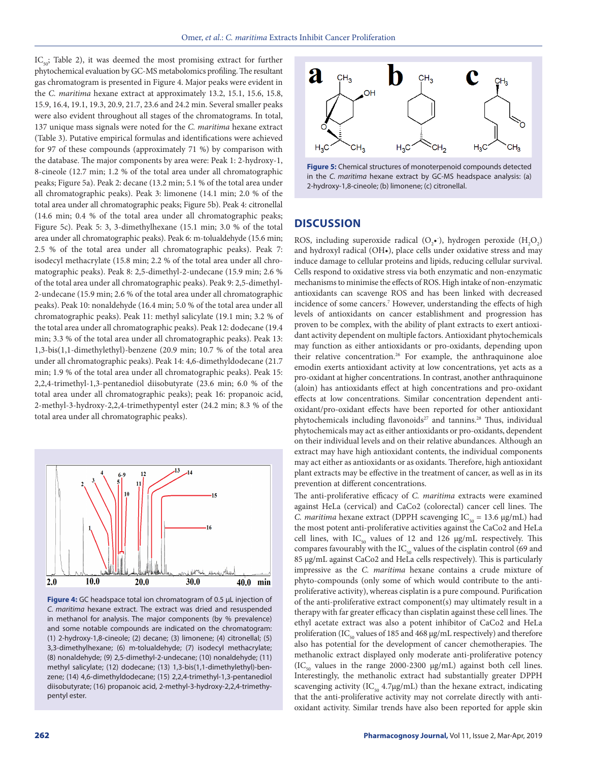$IC_{50}$; Table 2), it was deemed the most promising extract for further phytochemical evaluation by GC-MS metabolomics profiling. The resultant gas chromatogram is presented in Figure 4. Major peaks were evident in the *C. maritima* hexane extract at approximately 13.2, 15.1, 15.6, 15.8, 15.9, 16.4, 19.1, 19.3, 20.9, 21.7, 23.6 and 24.2 min. Several smaller peaks were also evident throughout all stages of the chromatograms. In total, 137 unique mass signals were noted for the *C. maritima* hexane extract (Table 3). Putative empirical formulas and identifications were achieved for 97 of these compounds (approximately 71 %) by comparison with the database. The major components by area were: Peak 1: 2-hydroxy-1, 8-cineole (12.7 min; 1.2 % of the total area under all chromatographic peaks; Figure 5a). Peak 2: decane (13.2 min; 5.1 % of the total area under all chromatographic peaks). Peak 3: limonene (14.1 min; 2.0 % of the total area under all chromatographic peaks; Figure 5b). Peak 4: citronellal (14.6 min; 0.4 % of the total area under all chromatographic peaks; Figure 5c). Peak 5: 3, 3-dimethylhexane (15.1 min; 3.0 % of the total area under all chromatographic peaks). Peak 6: m-tolualdehyde (15.6 min; 2.5 % of the total area under all chromatographic peaks). Peak 7: isodecyl methacrylate (15.8 min; 2.2 % of the total area under all chromatographic peaks). Peak 8: 2,5-dimethyl-2-undecane (15.9 min; 2.6 % of the total area under all chromatographic peaks). Peak 9: 2,5-dimethyl-2-undecane (15.9 min; 2.6 % of the total area under all chromatographic peaks). Peak 10: nonaldehyde (16.4 min; 5.0 % of the total area under all chromatographic peaks). Peak 11: methyl salicylate (19.1 min; 3.2 % of the total area under all chromatographic peaks). Peak 12: dodecane (19.4 min; 3.3 % of the total area under all chromatographic peaks). Peak 13: 1,3-bis(1,1-dimethylethyl)-benzene (20.9 min; 10.7 % of the total area under all chromatographic peaks). Peak 14: 4,6-dimethyldodecane (21.7 min; 1.9 % of the total area under all chromatographic peaks). Peak 15: 2,2,4-trimethyl-1,3-pentanediol diisobutyrate (23.6 min; 6.0 % of the total area under all chromatographic peaks); peak 16: propanoic acid, 2-methyl-3-hydroxy-2,2,4-trimethypentyl ester (24.2 min; 8.3 % of the total area under all chromatographic peaks).

**Figure 4:** GC headspace total ion chromatogram of 0.5 μL injection of *C. maritima* hexane extract. The extract was dried and resuspended in methanol for analysis. The major components (by % prevalence) and some notable compounds are indicated on the chromatogram: (1) 2-hydroxy-1,8-cineole; (2) decane; (3) limonene; (4) citronellal; (5) 3,3-dimethylhexane; (6) m-tolualdehyde; (7) isodecyl methacrylate; (8) nonaldehyde; (9) 2,5-dimethyl-2-undecane; (10) nonaldehyde; (11) methyl salicylate; (12) dodecane; (13) 1,3-bis(1,1-dimethylethyl)-benzene; (14) 4,6-dimethyldodecane; (15) 2,2,4-trimethyl-1,3-pentanediol diisobutyrate; (16) propanoic acid, 2-methyl-3-hydroxy-2,2,4-trimethypentyl ester.

**Figure 5:** Chemical structures of monoterpenoid compounds detected in the *C. maritima* hexane extract by GC-MS headspace analysis: (a) 2-hydroxy-1,8-cineole; (b) limonene; (c) citronellal.

## DISCUSSION

ROS, including superoxide radical ($O_2\bullet^-$), hydrogen peroxide ($H_2O_2$) and hydroxyl radical (OH•), place cells under oxidative stress and may induce damage to cellular proteins and lipids, reducing cellular survival. Cells respond to oxidative stress via both enzymatic and non-enzymatic mechanisms to minimise the effects of ROS. High intake of non-enzymatic antioxidants can scavenge ROS and has been linked with decreased incidence of some cancers.[7] However, understanding the effects of high levels of antioxidants on cancer establishment and progression has proven to be complex, with the ability of plant extracts to exert antioxidant activity dependent on multiple factors. Antioxidant phytochemicals may function as either antioxidants or pro-oxidants, depending upon their relative concentration.[26] For example, the anthraquinone aloe emodin exerts antioxidant activity at low concentrations, yet acts as a pro-oxidant at higher concentrations. In contrast, another anthraquinone (aloin) has antioxidants effect at high concentrations and pro-oxidant effects at low concentrations. Similar concentration dependent antioxidant/pro-oxidant effects have been reported for other antioxidant phytochemicals including flavonoids[27] and tannins.[28] Thus, individual phytochemicals may act as either antioxidants or pro-oxidants, dependent on their individual levels and on their relative abundances. Although an extract may have high antioxidant contents, the individual components may act either as antioxidants or as oxidants. Therefore, high antioxidant plant extracts may be effective in the treatment of cancer, as well as in its prevention at different concentrations.

The anti-proliferative efficacy of *C. maritima* extracts were examined against HeLa (cervical) and CaCo2 (colorectal) cancer cell lines. The *C. maritima* hexane extract (DPPH scavenging $IC_{50}$ = 13.6 μg/mL) had the most potent anti-proliferative activities against the CaCo2 and HeLa cell lines, with $IC_{50}$ values of 12 and 126 μg/mL respectively. This compares favourably with the $IC_{50}$ values of the cisplatin control (69 and 85 μg/mL against CaCo2 and HeLa cells respectively). This is particularly impressive as the *C. maritima* hexane contains a crude mixture of phyto-compounds (only some of which would contribute to the anti-proliferative activity), whereas cisplatin is a pure compound. Purification of the anti-proliferative extract component(s) may ultimately result in a therapy with far greater efficacy than cisplatin against these cell lines. The ethyl acetate extract was also a potent inhibitor of CaCo2 and HeLa proliferation ($IC_{50}$ values of 185 and 468 μg/mL respectively) and therefore also has potential for the development of cancer chemotherapies. The methanolic extract displayed only moderate anti-proliferative potency ($IC_{50}$ values in the range 2000-2300 μg/mL) against both cell lines. Interestingly, the methanolic extract had substantially greater DPPH scavenging activity ($IC_{50}$ 4.7μg/mL) than the hexane extract, indicating that the anti-proliferative activity may not correlate directly with antioxidant activity. Similar trends have also been reported for apple skin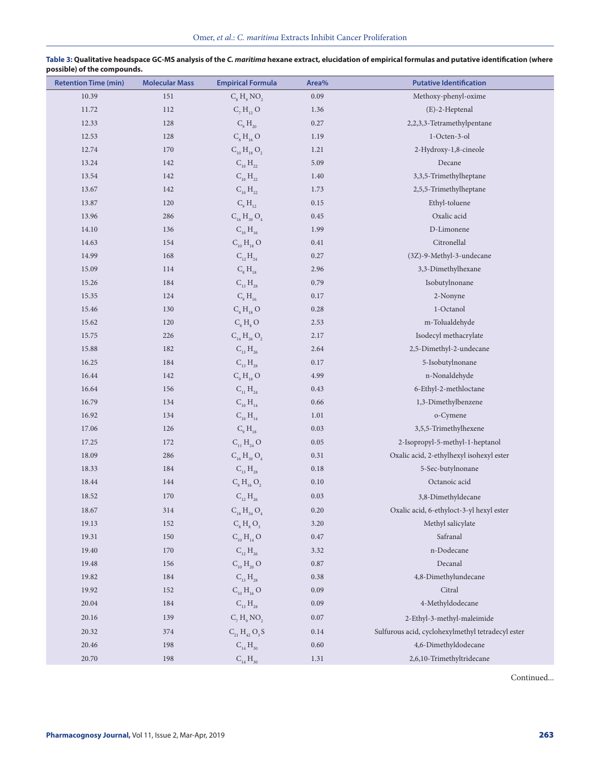**Table 3: Qualitative headspace GC-MS analysis of the *C. maritima* hexane extract, elucidation of empirical formulas and putative identification (where possible) of the compounds.**

| Retention Time (min) | Molecular Mass | Empirical Formula | Area% | Putative Identification |
|---|---|---|---|---|
| 10.39 | 151 | $C_8H_9NO_2$ | 0.09 | Methoxy-phenyl-oxime |
| 11.72 | 112 | $C_7H_{12}O$ | 1.36 | (E)-2-Heptenal |
| 12.33 | 128 | $C_9H_{20}$ | 0.27 | 2,2,3,3-Tetramethylpentane |
| 12.53 | 128 | $C_8H_{16}O$ | 1.19 | 1-Octen-3-ol |
| 12.74 | 170 | $C_{10}H_{18}O_2$ | 1.21 | 2-Hydroxy-1,8-cineole |
| 13.24 | 142 | $C_{10}H_{22}$ | 5.09 | Decane |
| 13.54 | 142 | $C_{10}H_{22}$ | 1.40 | 3,3,5-Trimethylheptane |
| 13.67 | 142 | $C_{10}H_{22}$ | 1.73 | 2,5,5-Trimethylheptane |
| 13.87 | 120 | $C_9H_{12}$ | 0.15 | Ethyl-toluene |
| 13.96 | 286 | $C_{16}H_{30}O_4$ | 0.45 | Oxalic acid |
| 14.10 | 136 | $C_{10}H_{16}$ | 1.99 | D-Limonene |
| 14.63 | 154 | $C_{10}H_{18}O$ | 0.41 | Citronellal |
| 14.99 | 168 | $C_{12}H_{24}$ | 0.27 | (3Z)-9-Methyl-3-undecane |
| 15.09 | 114 | $C_8H_{18}$ | 2.96 | 3,3-Dimethylhexane |
| 15.26 | 184 | $C_{13}H_{28}$ | 0.79 | Isobutylnonane |
| 15.35 | 124 | $C_9H_{16}$ | 0.17 | 2-Nonyne |
| 15.46 | 130 | $C_8H_{18}O$ | 0.28 | 1-Octanol |
| 15.62 | 120 | $C_8H_8O$ | 2.53 | m-Tolualdehyde |
| 15.75 | 226 | $C_{14}H_{26}O_2$ | 2.17 | Isodecyl methacrylate |
| 15.88 | 182 | $C_{13}H_{26}$ | 2.64 | 2,5-Dimethyl-2-undecane |
| 16.25 | 184 | $C_{13}H_{28}$ | 0.17 | 5-Isobutylnonane |
| 16.44 | 142 | $C_9H_{18}O$ | 4.99 | n-Nonaldehyde |
| 16.64 | 156 | $C_{11}H_{24}$ | 0.43 | 6-Ethyl-2-methloctane |
| 16.79 | 134 | $C_{10}H_{14}$ | 0.66 | 1,3-Dimethylbenzene |
| 16.92 | 134 | $C_{10}H_{14}$ | 1.01 | o-Cymene |
| 17.06 | 126 | $C_9H_{18}$ | 0.03 | 3,5,5-Trimethylhexene |
| 17.25 | 172 | $C_{11}H_{24}O$ | 0.05 | 2-Isopropyl-5-methyl-1-heptanol |
| 18.09 | 286 | $C_{16}H_{30}O_4$ | 0.31 | Oxalic acid, 2-ethylhexyl isohexyl ester |
| 18.33 | 184 | $C_{13}H_{28}$ | 0.18 | 5-Sec-butylnonane |
| 18.44 | 144 | $C_8H_{16}O_2$ | 0.10 | Octanoic acid |
| 18.52 | 170 | $C_{12}H_{26}$ | 0.03 | 3,8-Dimethyldecane |
| 18.67 | 314 | $C_{18}H_{34}O_4$ | 0.20 | Oxalic acid, 6-ethyloct-3-yl hexyl ester |
| 19.13 | 152 | $C_8H_8O_3$ | 3.20 | Methyl salicylate |
| 19.31 | 150 | $C_{10}H_{14}O$ | 0.47 | Safranal |
| 19.40 | 170 | $C_{12}H_{26}$ | 3.32 | n-Dodecane |
| 19.48 | 156 | $C_{10}H_{20}O$ | 0.87 | Decanal |
| 19.82 | 184 | $C_{13}H_{28}$ | 0.38 | 4,8-Dimethylundecane |
| 19.92 | 152 | $C_{10}H_{16}O$ | 0.09 | Citral |
| 20.04 | 184 | $C_{13}H_{28}$ | 0.09 | 4-Methyldodecane |
| 20.16 | 139 | $C_7H_9NO_2$ | 0.07 | 2-Ethyl-3-methyl-maleimide |
| 20.32 | 374 | $C_{21}H_{42}O_3S$ | 0.14 | Sulfurous acid, cyclohexylmethyl tetradecyl ester |
| 20.46 | 198 | $C_{14}H_{30}$ | 0.60 | 4,6-Dimethyldodecane |
| 20.70 | 198 | $C_{14}H_{30}$ | 1.31 | 2,6,10-Trimethyltridecane |

Continued...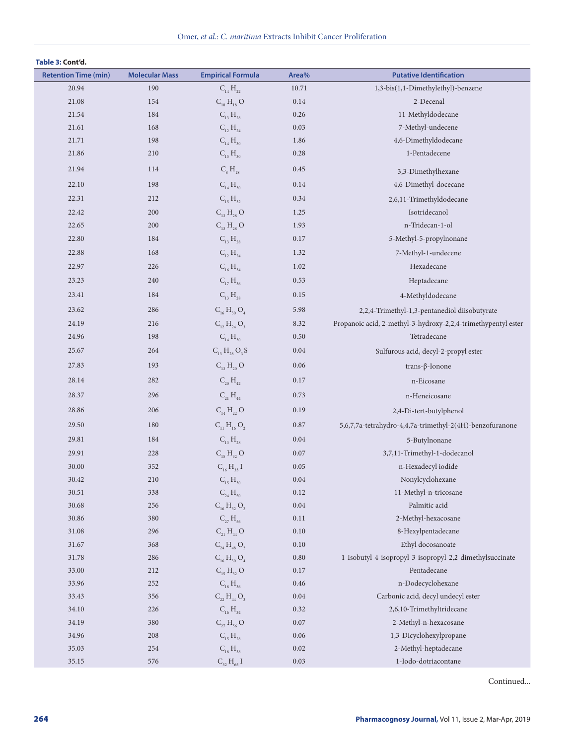**Table 3: Cont'd.**

| Retention Time (min) | Molecular Mass | Empirical Formula | Area% | Putative Identification |
|---|---|---|---|---|
| 20.94 | 190 | $C_{14}H_{22}$ | 10.71 | 1,3-bis(1,1-Dimethylethyl)-benzene |
| 21.08 | 154 | $C_{10}H_{18}O$ | 0.14 | 2-Decenal |
| 21.54 | 184 | $C_{13}H_{28}$ | 0.26 | 11-Methyldodecane |
| 21.61 | 168 | $C_{12}H_{24}$ | 0.03 | 7-Methyl-undecene |
| 21.71 | 198 | $C_{14}H_{30}$ | 1.86 | 4,6-Dimethyldodecane |
| 21.86 | 210 | $C_{15}H_{30}$ | 0.28 | 1-Pentadecene |
| 21.94 | 114 | $C_{8}H_{18}$ | 0.45 | 3,3-Dimethylhexane |
| 22.10 | 198 | $C_{14}H_{30}$ | 0.14 | 4,6-Dimethyl-docecane |
| 22.31 | 212 | $C_{15}H_{32}$ | 0.34 | 2,6,11-Trimethyldodecane |
| 22.42 | 200 | $C_{13}H_{28}O$ | 1.25 | Isotridecanol |
| 22.65 | 200 | $C_{13}H_{28}O$ | 1.93 | n-Tridecan-1-ol |
| 22.80 | 184 | $C_{13}H_{28}$ | 0.17 | 5-Methyl-5-propylnonane |
| 22.88 | 168 | $C_{12}H_{24}$ | 1.32 | 7-Methyl-1-undecene |
| 22.97 | 226 | $C_{16}H_{34}$ | 1.02 | Hexadecane |
| 23.23 | 240 | $C_{17}H_{36}$ | 0.53 | Heptadecane |
| 23.41 | 184 | $C_{13}H_{28}$ | 0.15 | 4-Methyldodecane |
| 23.62 | 286 | $C_{16}H_{30}O_{4}$ | 5.98 | 2,2,4-Trimethyl-1,3-pentanediol diisobutyrate |
| 24.19 | 216 | $C_{12}H_{24}O_{3}$ | 8.32 | Propanoic acid, 2-methyl-3-hydroxy-2,2,4-trimethypentyl ester |
| 24.96 | 198 | $C_{14}H_{30}$ | 0.50 | Tetradecane |
| 25.67 | 264 | $C_{13}H_{28}O_{3}S$ | 0.04 | Sulfurous acid, decyl-2-propyl ester |
| 27.83 | 193 | $C_{13}H_{20}O$ | 0.06 | trans-β-Ionone |
| 28.14 | 282 | $C_{20}H_{42}$ | 0.17 | n-Eicosane |
| 28.37 | 296 | $C_{21}H_{44}$ | 0.73 | n-Heneicosane |
| 28.86 | 206 | $C_{14}H_{22}O$ | 0.19 | 2,4-Di-tert-butylphenol |
| 29.50 | 180 | $C_{11}H_{16}O_{2}$ | 0.87 | 5,6,7,7a-tetrahydro-4,4,7a-trimethyl-2(4H)-benzofuranone |
| 29.81 | 184 | $C_{13}H_{28}$ | 0.04 | 5-Butylnonane |
| 29.91 | 228 | $C_{15}H_{32}O$ | 0.07 | 3,7,11-Trimethyl-1-dodecanol |
| 30.00 | 352 | $C_{16}H_{33}I$ | 0.05 | n-Hexadecyl iodide |
| 30.42 | 210 | $C_{15}H_{30}$ | 0.04 | Nonylcyclohexane |
| 30.51 | 338 | $C_{24}H_{50}$ | 0.12 | 11-Methyl-n-tricosane |
| 30.68 | 256 | $C_{16}H_{32}O_{2}$ | 0.04 | Palmitic acid |
| 30.86 | 380 | $C_{27}H_{56}$ | 0.11 | 2-Methyl-hexacosane |
| 31.08 | 296 | $C_{21}H_{44}O$ | 0.10 | 8-Hexylpentadecane |
| 31.67 | 368 | $C_{24}H_{48}O_{2}$ | 0.10 | Ethyl docosanoate |
| 31.78 | 286 | $C_{16}H_{30}O_{4}$ | 0.80 | 1-Isobutyl-4-isopropyl-3-isopropyl-2,2-dimethylsuccinate |
| 33.00 | 212 | $C_{15}H_{32}O$ | 0.17 | Pentadecane |
| 33.96 | 252 | $C_{18}H_{36}$ | 0.46 | n-Dodecyclohexane |
| 33.43 | 356 | $C_{22}H_{44}O_{3}$ | 0.04 | Carbonic acid, decyl undecyl ester |
| 34.10 | 226 | $C_{16}H_{34}$ | 0.32 | 2,6,10-Trimethyltridecane |
| 34.19 | 380 | $C_{27}H_{56}O$ | 0.07 | 2-Methyl-n-hexacosane |
| 34.96 | 208 | $C_{15}H_{28}$ | 0.06 | 1,3-Dicyclohexylpropane |
| 35.03 | 254 | $C_{18}H_{38}$ | 0.02 | 2-Methyl-heptadecane |
| 35.15 | 576 | $C_{32}H_{65}I$ | 0.03 | 1-Iodo-dotriacontane |

Continued...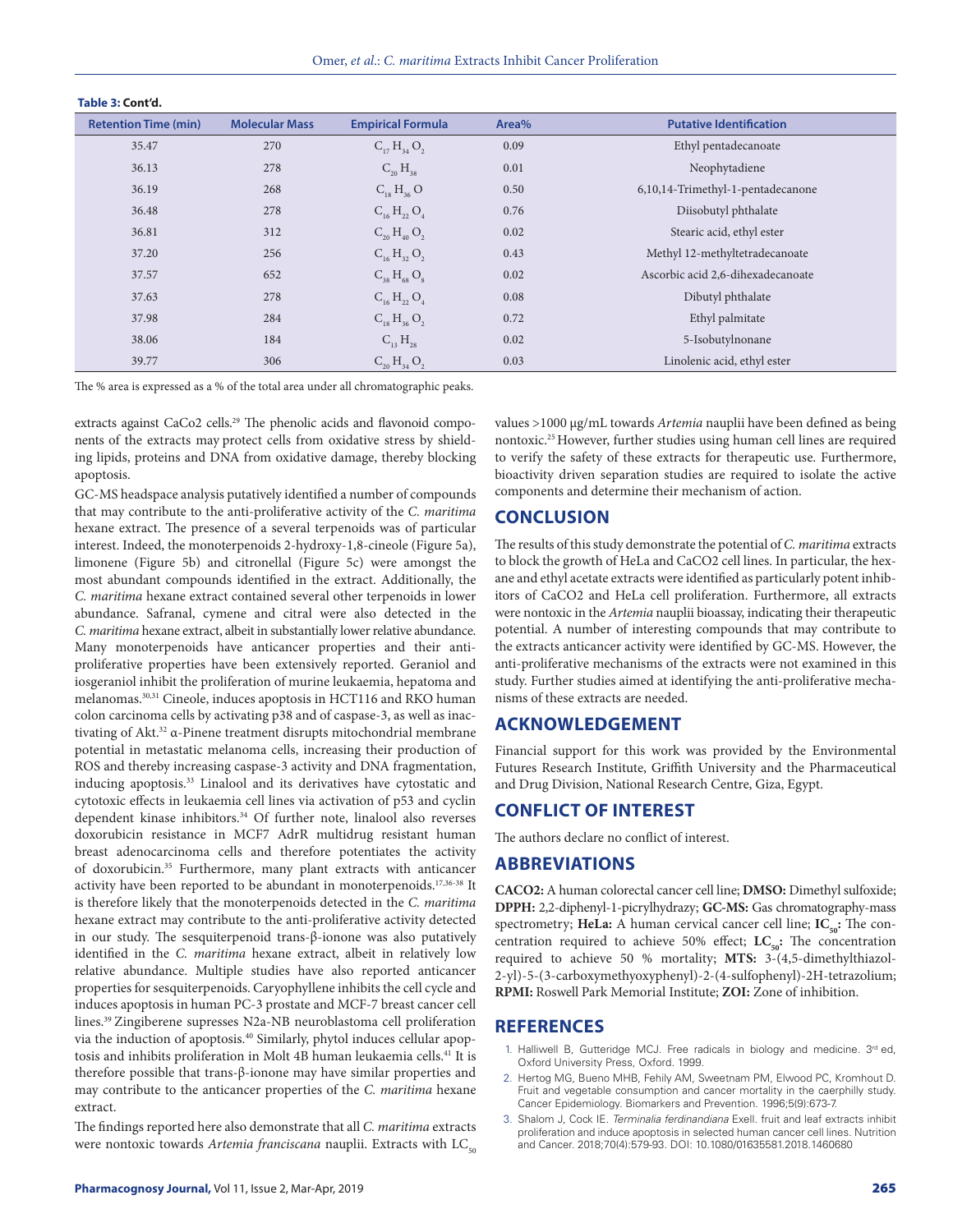**Table 3: Cont'd.**

| Retention Time (min) | Molecular Mass | Empirical Formula | Area% | Putative Identification |
|---|---|---|---|---|
| 35.47 | 270 | $C_{17}H_{34}O_2$ | 0.09 | Ethyl pentadecanoate |
| 36.13 | 278 | $C_{20}H_{38}$ | 0.01 | Neophytadiene |
| 36.19 | 268 | $C_{18}H_{36}O$ | 0.50 | 6,10,14-Trimethyl-1-pentadecanone |
| 36.48 | 278 | $C_{16}H_{22}O_4$ | 0.76 | Diisobutyl phthalate |
| 36.81 | 312 | $C_{20}H_{40}O_2$ | 0.02 | Stearic acid, ethyl ester |
| 37.20 | 256 | $C_{16}H_{32}O_2$ | 0.43 | Methyl 12-methyltetradecanoate |
| 37.57 | 652 | $C_{38}H_{68}O_8$ | 0.02 | Ascorbic acid 2,6-dihexadecanoate |
| 37.63 | 278 | $C_{16}H_{22}O_4$ | 0.08 | Dibutyl phthalate |
| 37.98 | 284 | $C_{18}H_{36}O_2$ | 0.72 | Ethyl palmitate |
| 38.06 | 184 | $C_{13}H_{28}$ | 0.02 | 5-Isobutylnonane |
| 39.77 | 306 | $C_{20}H_{34}O_2$ | 0.03 | Linolenic acid, ethyl ester |

The % area is expressed as a % of the total area under all chromatographic peaks.

extracts against CaCo2 cells.[29] The phenolic acids and flavonoid components of the extracts may protect cells from oxidative stress by shielding lipids, proteins and DNA from oxidative damage, thereby blocking apoptosis.

GC-MS headspace analysis putatively identified a number of compounds that may contribute to the anti-proliferative activity of the *C. maritima* hexane extract. The presence of a several terpenoids was of particular interest. Indeed, the monoterpenoids 2-hydroxy-1,8-cineole (Figure 5a), limonene (Figure 5b) and citronellal (Figure 5c) were amongst the most abundant compounds identified in the extract. Additionally, the *C. maritima* hexane extract contained several other terpenoids in lower abundance. Safranal, cymene and citral were also detected in the *C. maritima* hexane extract, albeit in substantially lower relative abundance. Many monoterpenoids have anticancer properties and their antiproliferative properties have been extensively reported. Geraniol and iosgeraniol inhibit the proliferation of murine leukaemia, hepatoma and melanomas.[30,31] Cineole, induces apoptosis in HCT116 and RKO human colon carcinoma cells by activating p38 and of caspase-3, as well as inactivating of Akt.[32] α-Pinene treatment disrupts mitochondrial membrane potential in metastatic melanoma cells, increasing their production of ROS and thereby increasing caspase-3 activity and DNA fragmentation, inducing apoptosis.[33] Linalool and its derivatives have cytostatic and cytotoxic effects in leukaemia cell lines via activation of p53 and cyclin dependent kinase inhibitors.[34] Of further note, linalool also reverses doxorubicin resistance in MCF7 AdrR multidrug resistant human breast adenocarcinoma cells and therefore potentiates the activity of doxorubicin.[35] Furthermore, many plant extracts with anticancer activity have been reported to be abundant in monoterpenoids.[17,36-38] It is therefore likely that the monoterpenoids detected in the *C. maritima* hexane extract may contribute to the anti-proliferative activity detected in our study. The sesquiterpenoid trans-β-ionone was also putatively identified in the *C. maritima* hexane extract, albeit in relatively low relative abundance. Multiple studies have also reported anticancer properties for sesquiterpenoids. Caryophyllene inhibits the cell cycle and induces apoptosis in human PC-3 prostate and MCF-7 breast cancer cell lines.[39] Zingiberene supresses N2a-NB neuroblastoma cell proliferation via the induction of apoptosis.[40] Similarly, phytol induces cellular apoptosis and inhibits proliferation in Molt 4B human leukaemia cells.[41] It is therefore possible that trans-β-ionone may have similar properties and may contribute to the anticancer properties of the *C. maritima* hexane extract.

The findings reported here also demonstrate that all *C. maritima* extracts were nontoxic towards *Artemia franciscana* nauplii. Extracts with $LC_{50}$ values >1000 μg/mL towards *Artemia* nauplii have been defined as being nontoxic.[25] However, further studies using human cell lines are required to verify the safety of these extracts for therapeutic use. Furthermore, bioactivity driven separation studies are required to isolate the active components and determine their mechanism of action.

## CONCLUSION

The results of this study demonstrate the potential of *C. maritima* extracts to block the growth of HeLa and CaCO2 cell lines. In particular, the hexane and ethyl acetate extracts were identified as particularly potent inhibitors of CaCO2 and HeLa cell proliferation. Furthermore, all extracts were nontoxic in the *Artemia* nauplii bioassay, indicating their therapeutic potential. A number of interesting compounds that may contribute to the extracts anticancer activity were identified by GC-MS. However, the anti-proliferative mechanisms of the extracts were not examined in this study. Further studies aimed at identifying the anti-proliferative mechanisms of these extracts are needed.

## ACKNOWLEDGEMENT

Financial support for this work was provided by the Environmental Futures Research Institute, Griffith University and the Pharmaceutical and Drug Division, National Research Centre, Giza, Egypt.

## CONFLICT OF INTEREST

The authors declare no conflict of interest.

## ABBREVIATIONS

**CACO2:** A human colorectal cancer cell line; **DMSO:** Dimethyl sulfoxide; **DPPH:** 2,2-diphenyl-1-picrylhydrazy; **GC-MS:** Gas chromatography-mass spectrometry; **HeLa:** A human cervical cancer cell line; **$IC_{50}$:** The concentration required to achieve 50% effect; **$LC_{50}$:** The concentration required to achieve 50 % mortality; **MTS:** 3-(4,5-dimethylthiazol-2-yl)-5-(3-carboxymethyoxyphenyl)-2-(4-sulfophenyl)-2H-tetrazolium; **RPMI:** Roswell Park Memorial Institute; **ZOI:** Zone of inhibition.

## REFERENCES

1. Halliwell B, Gutteridge MCJ. Free radicals in biology and medicine. 3rd ed, Oxford University Press, Oxford. 1999.
2. Hertog MG, Bueno MHB, Fehily AM, Sweetnam PM, Elwood PC, Kromhout D. Fruit and vegetable consumption and cancer mortality in the caerphilly study. Cancer Epidemiology. Biomarkers and Prevention. 1996;5(9):673-7.
3. Shalom J, Cock IE. *Terminalia ferdinandiana* Exell. fruit and leaf extracts inhibit proliferation and induce apoptosis in selected human cancer cell lines. Nutrition and Cancer. 2018;70(4):579-93. DOI: 10.1080/01635581.2018.1460680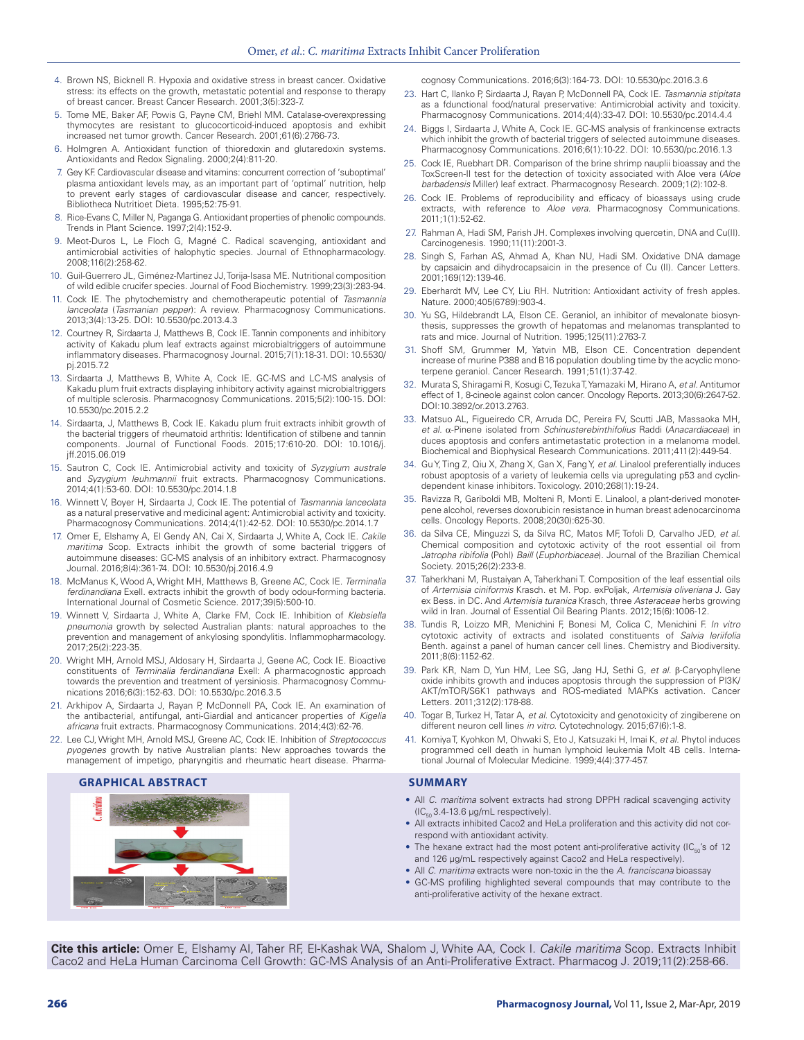4. Brown NS, Bicknell R. Hypoxia and oxidative stress in breast cancer. Oxidative stress: its effects on the growth, metastatic potential and response to therapy of breast cancer. Breast Cancer Research. 2001;3(5):323-7.
5. Tome ME, Baker AF, Powis G, Payne CM, Briehl MM. Catalase-overexpressing thymocytes are resistant to glucocorticoid-induced apoptosis and exhibit increased net tumor growth. Cancer Research. 2001;61(6):2766-73.
6. Holmgren A. Antioxidant function of thioredoxin and glutaredoxin systems. Antioxidants and Redox Signaling. 2000;2(4):811-20.
7. Gey KF. Cardiovascular disease and vitamins: concurrent correction of 'suboptimal' plasma antioxidant levels may, as an important part of 'optimal' nutrition, help to prevent early stages of cardiovascular disease and cancer, respectively. Bibliotheca Nutritioet Dieta. 1995;52:75-91.
8. Rice-Evans C, Miller N, Paganga G. Antioxidant properties of phenolic compounds. Trends in Plant Science. 1997;2(4):152-9.
9. Meot-Duros L, Le Floch G, Magné C. Radical scavenging, antioxidant and antimicrobial activities of halophytic species. Journal of Ethnopharmacology. 2008;116(2):258-62.
10. Guil-Guerrero JL, Giménez-Martinez JJ, Torija-Isasa ME. Nutritional composition of wild edible crucifer species. Journal of Food Biochemistry. 1999;23(3):283-94.
11. Cock IE. The phytochemistry and chemotherapeutic potential of *Tasmannia lanceolata* (*Tasmanian pepper*): A review. Pharmacognosy Communications. 2013;3(4):13-25. DOI: 10.5530/pc.2013.4.3
12. Courtney R, Sirdaarta J, Matthews B, Cock IE. Tannin components and inhibitory activity of Kakadu plum leaf extracts against microbialtriggers of autoimmune inflammatory diseases. Pharmacognosy Journal. 2015;7(1):18-31. DOI: 10.5530/pj.2015.7.2
13. Sirdaarta J, Matthews B, White A, Cock IE. GC-MS and LC-MS analysis of Kakadu plum fruit extracts displaying inhibitory activity against microbialtriggers of multiple sclerosis. Pharmacognosy Communications. 2015;5(2):100-15. DOI: 10.5530/pc.2015.2.2
14. Sirdaarta, J, Matthews B, Cock IE. Kakadu plum fruit extracts inhibit growth of the bacterial triggers of rheumatoid arthritis: Identification of stilbene and tannin components. Journal of Functional Foods. 2015;17:610-20. DOI: 10.1016/j.jff.2015.06.019
15. Sautron C, Cock IE. Antimicrobial activity and toxicity of *Syzygium australe* and *Syzygium leuhmannii* fruit extracts. Pharmacognosy Communications. 2014;4(1):53-60. DOI: 10.5530/pc.2014.1.8
16. Winnett V, Boyer H, Sirdaarta J, Cock IE. The potential of *Tasmannia lanceolata* as a natural preservative and medicinal agent: Antimicrobial activity and toxicity. Pharmacognosy Communications. 2014;4(1):42-52. DOI: 10.5530/pc.2014.1.7
17. Omer E, Elshamy A, El Gendy AN, Cai X, Sirdaarta J, White A, Cock IE. *Cakile maritima* Scop. Extracts inhibit the growth of some bacterial triggers of autoimmune diseases: GC-MS analysis of an inhibitory extract. Pharmacognosy Journal. 2016;8(4):361-74. DOI: 10.5530/pj.2016.4.9
18. McManus K, Wood A, Wright MH, Matthews B, Greene AC, Cock IE. *Terminalia ferdinandiana* Exell. extracts inhibit the growth of body odour-forming bacteria. International Journal of Cosmetic Science. 2017;39(5):500-10.
19. Winnett V, Sirdaarta J, White A, Clarke FM, Cock IE. Inhibition of *Klebsiella pneumonia* growth by selected Australian plants: natural approaches to the prevention and management of ankylosing spondylitis. Inflammopharmacology. 2017;25(2):223-35.
20. Wright MH, Arnold MSJ, Aldosary H, Sirdaarta J, Geene AC, Cock IE. Bioactive constituents of *Terminalia ferdinandiana* Exell: A pharmacognostic approach towards the prevention and treatment of yersiniosis. Pharmacognosy Communications 2016;6(3):152-63. DOI: 10.5530/pc.2016.3.5
21. Arkhipov A, Sirdaarta J, Rayan P, McDonnell PA, Cock IE. An examination of the antibacterial, antifungal, anti-Giardial and anticancer properties of *Kigelia africana* fruit extracts. Pharmacognosy Communications. 2014;4(3):62-76.
22. Lee CJ, Wright MH, Arnold MSJ, Greene AC, Cock IE. Inhibition of *Streptococcus pyogenes* growth by native Australian plants: New approaches towards the management of impetigo, pharyngitis and rheumatic heart disease. Pharmacognosy Communications. 2016;6(3):164-73. DOI: 10.5530/pc.2016.3.6
23. Hart C, Ilanko P, Sirdaarta J, Rayan P, McDonnell PA, Cock IE. *Tasmannia stipitata* as a fdunctional food/natural preservative: Antimicrobial activity and toxicity. Pharmacognosy Communications. 2014;4(4):33-47. DOI: 10.5530/pc.2014.4.4
24. Biggs I, Sirdaarta J, White A, Cock IE. GC-MS analysis of frankincense extracts which inhibit the growth of bacterial triggers of selected autoimmune diseases. Pharmacognosy Communications. 2016;6(1):10-22. DOI: 10.5530/pc.2016.1.3
25. Cock IE, Ruebhart DR. Comparison of the brine shrimp nauplii bioassay and the ToxScreen-II test for the detection of toxicity associated with Aloe vera (*Aloe barbadensis* Miller) leaf extract. Pharmacognosy Research. 2009;1(2):102-8.
26. Cock IE. Problems of reproducibility and efficacy of bioassays using crude extracts, with reference to *Aloe vera*. Pharmacognosy Communications. 2011;1(1):52-62.
27. Rahman A, Hadi SM, Parish JH. Complexes involving quercetin, DNA and Cu(II). Carcinogenesis. 1990;11(11):2001-3.
28. Singh S, Farhan AS, Ahmad A, Khan NU, Hadi SM. Oxidative DNA damage by capsaicin and dihydrocapsaicin in the presence of Cu (II). Cancer Letters. 2001;169(12):139-46.
29. Eberhardt MV, Lee CY, Liu RH. Nutrition: Antioxidant activity of fresh apples. Nature. 2000;405(6789):903-4.
30. Yu SG, Hildebrandt LA, Elson CE. Geraniol, an inhibitor of mevalonate biosynthesis, suppresses the growth of hepatomas and melanomas transplanted to rats and mice. Journal of Nutrition. 1995;125(11):2763-7.
31. Shoff SM, Grummer M, Yatvin MB, Elson CE. Concentration dependent increase of murine P388 and B16 population doubling time by the acyclic monoterpene geraniol. Cancer Research. 1991;51(1):37-42.
32. Murata S, Shiragami R, Kosugi C, Tezuka T, Yamazaki M, Hirano A, *et al.* Antitumor effect of 1, 8-cineole against colon cancer. Oncology Reports. 2013;30(6):2647-52. DOI:10.3892/or.2013.2763.
33. Matsuo AL, Figueiredo CR, Arruda DC, Pereira FV, Scutti JAB, Massaoka MH, *et al.* α-Pinene isolated from *Schinusterebinthifolius* Raddi (*Anacardiaceae*) induces apoptosis and confers antimetastatic protection in a melanoma model. Biochemical and Biophysical Research Communications. 2011;411(2):449-54.
34. Gu Y, Ting Z, Qiu X, Zhang X, Gan X, Fang Y, *et al.* Linalool preferentially induces robust apoptosis of a variety of leukemia cells via upregulating p53 and cyclin-dependent kinase inhibitors. Toxicology. 2010;268(1):19-24.
35. Ravizza R, Gariboldi MB, Molteni R, Monti E. Linalool, a plant-derived monoterpene alcohol, reverses doxorubicin resistance in human breast adenocarcinoma cells. Oncology Reports. 2008;20(30):625-30.
36. da Silva CE, Minguzzi S, da Silva RC, Matos MF, Tofoli D, Carvalho JED, *et al.* Chemical composition and cytotoxic activity of the root essential oil from *Jatropha ribifolia* (Pohl) *Baill* (*Euphorbiaceae*). Journal of the Brazilian Chemical Society. 2015;26(2):233-8.
37. Taherkhani M, Rustaiyan A, Taherkhani T. Composition of the leaf essential oils of *Artemisia ciniformis* Krasch. et M. Pop. exPoljak, *Artemisia oliveriana* J. Gay ex Bess. in DC. And *Artemisia turanica* Krasch, three *Asteraceae* herbs growing wild in Iran. Journal of Essential Oil Bearing Plants. 2012;15(6):1006-12.
38. Tundis R, Loizzo MR, Menichini F, Bonesi M, Colica C, Menichini F. *In vitro* cytotoxic activity of extracts and isolated constituents of *Salvia leriifolia* Benth. against a panel of human cancer cell lines. Chemistry and Biodiversity. 2011;8(6):1152-62.
39. Park KR, Nam D, Yun HM, Lee SG, Jang HJ, Sethi G, *et al.* β-Caryophyllene oxide inhibits growth and induces apoptosis through the suppression of PI3K/AKT/mTOR/S6K1 pathways and ROS-mediated MAPKs activation. Cancer Letters. 2011;312(2):178-88.
40. Togar B, Turkez H, Tatar A, *et al.* Cytotoxicity and genotoxicity of zingiberene on different neuron cell lines *in vitro*. Cytotechnology. 2015;67(6):1-8.
41. Komiya T, Kyohkon M, Ohwaki S, Eto J, Katsuzaki H, Imai K, *et al.* Phytol induces programmed cell death in human lymphoid leukemia Molt 4B cells. International Journal of Molecular Medicine. 1999;4(4):377-457.

## GRAPHICAL ABSTRACT

## SUMMARY

- All *C. maritima* solvent extracts had strong DPPH radical scavenging activity ($IC_{50}$ 3.4-13.6 µg/mL respectively).
- All extracts inhibited Caco2 and HeLa proliferation and this activity did not correspond with antioxidant activity.
- The hexane extract had the most potent anti-proliferative activity ($IC_{50}$'s of 12 and 126 µg/mL respectively against Caco2 and HeLa respectively).
- All *C. maritima* extracts were non-toxic in the the *A. franciscana* bioassay
- GC-MS profiling highlighted several compounds that may contribute to the anti-proliferative activity of the hexane extract.

**Cite this article:** Omer E, Elshamy AI, Taher RF, El-Kashak WA, Shalom J, White AA, Cock I. *Cakile maritima* Scop. Extracts Inhibit Caco2 and HeLa Human Carcinoma Cell Growth: GC-MS Analysis of an Anti-Proliferative Extract. Pharmacog J. 2019;11(2):258-66.